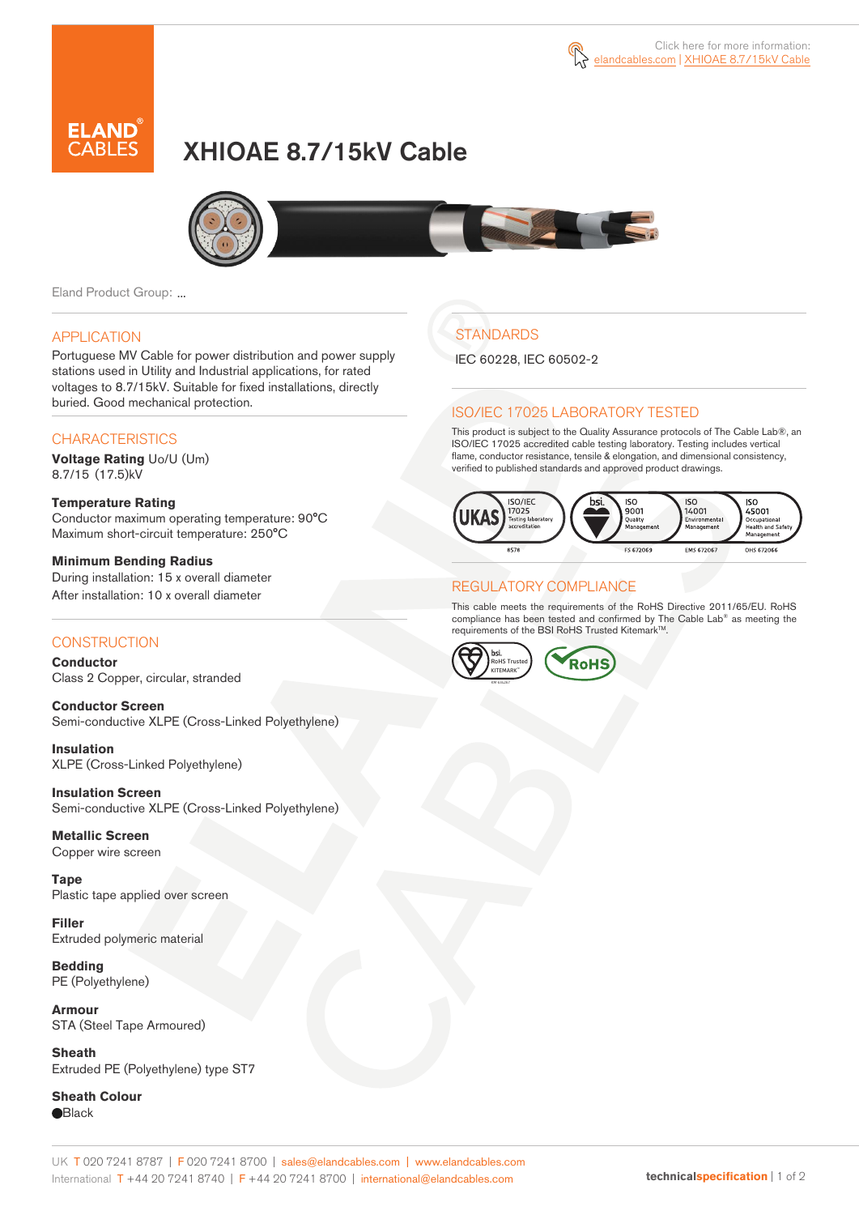Click here for more information: elandcables.com | XHIOAE 8.7/15kV Cable

# XHIOAE 8.7/15kV Cable

Eland Product Group: ...

## APPLICATION

Portuguese MV Cable for power distribution and power supply stations used in Utility and Industrial applications, for rated voltages to 8.7/15kV. Suitable for fixed installations, directly buried. Good mechanical protection.

## CHARACTERISTICS

**Voltage Rating** Uo/U (Um)
8.7/15 (17.5)kV

**Temperature Rating**
Conductor maximum operating temperature: 90°C
Maximum short-circuit temperature: 250°C

**Minimum Bending Radius**
During installation: 15 x overall diameter
After installation: 10 x overall diameter

## CONSTRUCTION

**Conductor**
Class 2 Copper, circular, stranded

**Conductor Screen**
Semi-conductive XLPE (Cross-Linked Polyethylene)

**Insulation**
XLPE (Cross-Linked Polyethylene)

**Insulation Screen**
Semi-conductive XLPE (Cross-Linked Polyethylene)

**Metallic Screen**
Copper wire screen

**Tape**
Plastic tape applied over screen

**Filler**
Extruded polymeric material

**Bedding**
PE (Polyethylene)

**Armour**
STA (Steel Tape Armoured)

**Sheath**
Extruded PE (Polyethylene) type ST7

**Sheath Colour**
● Black

## STANDARDS

IEC 60228, IEC 60502-2

## ISO/IEC 17025 LABORATORY TESTED

This product is subject to the Quality Assurance protocols of The Cable Lab®, an ISO/IEC 17025 accredited cable testing laboratory. Testing includes vertical flame, conductor resistance, tensile & elongation, and dimensional consistency, verified to published standards and approved product drawings.

UKAS ISO/IEC 17025 Testing laboratory accreditation 8578 | bsi. ISO 9001 Quality Management FS 672069 | ISO 14001 Environmental Management EMS 672067 | ISO 45001 Occupational Health and Safety Management OHS 672066

## REGULATORY COMPLIANCE

This cable meets the requirements of the RoHS Directive 2011/65/EU. RoHS compliance has been tested and confirmed by The Cable Lab® as meeting the requirements of the BSI RoHS Trusted Kitemark™.

bsi. RoHS Trusted KITEMARK™ | RoHS

UK T 020 7241 8787 | F 020 7241 8700 | sales@elandcables.com | www.elandcables.com
International T +44 20 7241 8740 | F +44 20 7241 8700 | international@elandcables.com

technicalspecification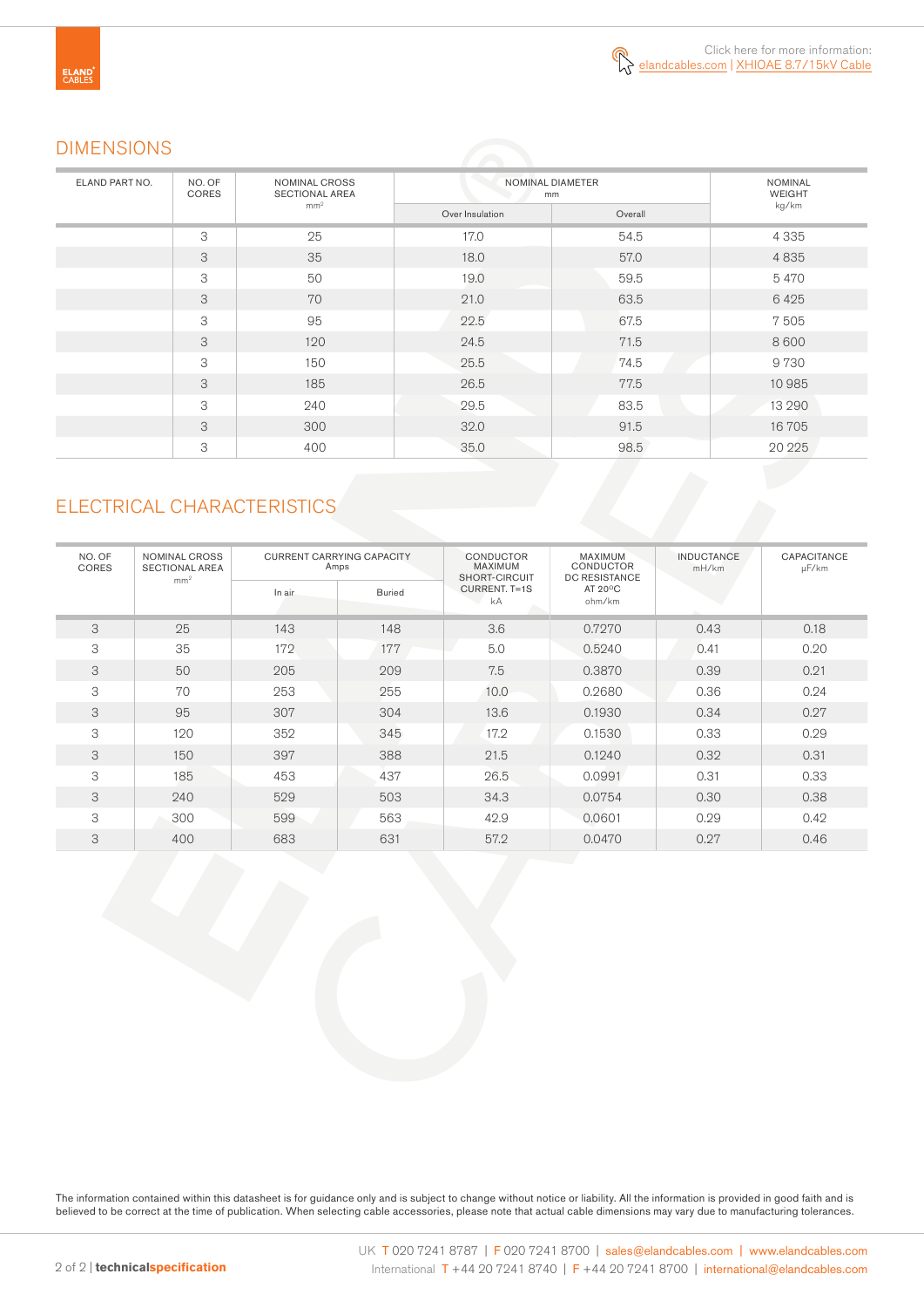Click here for more information:
elandcables.com | XHIOAE 8.7/15kV Cable

## DIMENSIONS

| ELAND PART NO. | NO. OF CORES | NOMINAL CROSS SECTIONAL AREA mm² | NOMINAL DIAMETER mm | | NOMINAL WEIGHT kg/km |
|---|---|---|---|---|---|
| | | | Over Insulation | Overall | |
| | 3 | 25 | 17.0 | 54.5 | 4 335 |
| | 3 | 35 | 18.0 | 57.0 | 4 835 |
| | 3 | 50 | 19.0 | 59.5 | 5 470 |
| | 3 | 70 | 21.0 | 63.5 | 6 425 |
| | 3 | 95 | 22.5 | 67.5 | 7 505 |
| | 3 | 120 | 24.5 | 71.5 | 8 600 |
| | 3 | 150 | 25.5 | 74.5 | 9 730 |
| | 3 | 185 | 26.5 | 77.5 | 10 985 |
| | 3 | 240 | 29.5 | 83.5 | 13 290 |
| | 3 | 300 | 32.0 | 91.5 | 16 705 |
| | 3 | 400 | 35.0 | 98.5 | 20 225 |

## ELECTRICAL CHARACTERISTICS

| NO. OF CORES | NOMINAL CROSS SECTIONAL AREA mm² | CURRENT CARRYING CAPACITY Amps | | CONDUCTOR MAXIMUM SHORT-CIRCUIT CURRENT. T=1S kA | MAXIMUM CONDUCTOR DC RESISTANCE AT 20°C ohm/km | INDUCTANCE mH/km | CAPACITANCE μF/km |
|---|---|---|---|---|---|---|---|
| | | In air | Buried | | | | |
| 3 | 25 | 143 | 148 | 3.6 | 0.7270 | 0.43 | 0.18 |
| 3 | 35 | 172 | 177 | 5.0 | 0.5240 | 0.41 | 0.20 |
| 3 | 50 | 205 | 209 | 7.5 | 0.3870 | 0.39 | 0.21 |
| 3 | 70 | 253 | 255 | 10.0 | 0.2680 | 0.36 | 0.24 |
| 3 | 95 | 307 | 304 | 13.6 | 0.1930 | 0.34 | 0.27 |
| 3 | 120 | 352 | 345 | 17.2 | 0.1530 | 0.33 | 0.29 |
| 3 | 150 | 397 | 388 | 21.5 | 0.1240 | 0.32 | 0.31 |
| 3 | 185 | 453 | 437 | 26.5 | 0.0991 | 0.31 | 0.33 |
| 3 | 240 | 529 | 503 | 34.3 | 0.0754 | 0.30 | 0.38 |
| 3 | 300 | 599 | 563 | 42.9 | 0.0601 | 0.29 | 0.42 |
| 3 | 400 | 683 | 631 | 57.2 | 0.0470 | 0.27 | 0.46 |

The information contained within this datasheet is for guidance only and is subject to change without notice or liability. All the information is provided in good faith and is believed to be correct at the time of publication. When selecting cable accessories, please note that actual cable dimensions may vary due to manufacturing tolerances.

UK T 020 7241 8787 | F 020 7241 8700 | sales@elandcables.com | www.elandcables.com
International T +44 20 7241 8740 | F +44 20 7241 8700 | international@elandcables.com